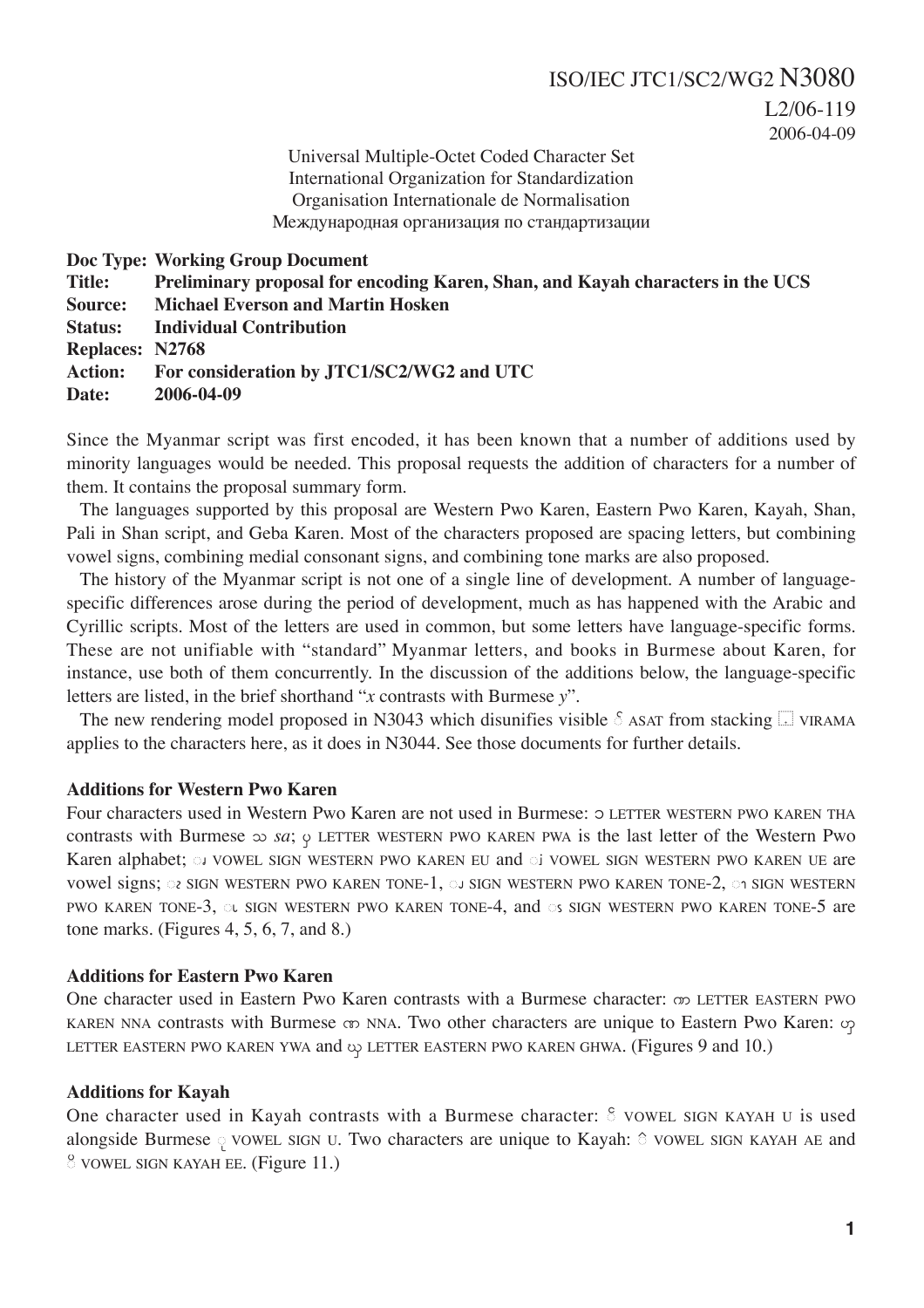ISO/IEC JTC1/SC2/WG2 N3080
L2/06-119
2006-04-09

Universal Multiple-Octet Coded Character Set
International Organization for Standardization
Organisation Internationale de Normalisation
Международная организация по стандартизации

**Doc Type:** **Working Group Document**
**Title:** **Preliminary proposal for encoding Karen, Shan, and Kayah characters in the UCS**
**Source:** **Michael Everson and Martin Hosken**
**Status:** **Individual Contribution**
**Replaces:** **N2768**
**Action:** **For consideration by JTC1/SC2/WG2 and UTC**
**Date:** **2006-04-09**

Since the Myanmar script was first encoded, it has been known that a number of additions used by minority languages would be needed. This proposal requests the addition of characters for a number of them. It contains the proposal summary form.

The languages supported by this proposal are Western Pwo Karen, Eastern Pwo Karen, Kayah, Shan, Pali in Shan script, and Geba Karen. Most of the characters proposed are spacing letters, but combining vowel signs, combining medial consonant signs, and combining tone marks are also proposed.

The history of the Myanmar script is not one of a single line of development. A number of language-specific differences arose during the period of development, much as has happened with the Arabic and Cyrillic scripts. Most of the letters are used in common, but some letters have language-specific forms. These are not unifiable with "standard" Myanmar letters, and books in Burmese about Karen, for instance, use both of them concurrently. In the discussion of the additions below, the language-specific letters are listed, in the brief shorthand "*x* contrasts with Burmese *y*".

The new rendering model proposed in N3043 which disunifies visible ် ASAT from stacking ◌္ VIRAMA applies to the characters here, as it does in N3044. See those documents for further details.

### Additions for Western Pwo Karen

Four characters used in Western Pwo Karen are not used in Burmese: ၥ LETTER WESTERN PWO KAREN THA contrasts with Burmese ဿ *sa*; ၦ LETTER WESTERN PWO KAREN PWA is the last letter of the Western Pwo Karen alphabet; ◌ၧ VOWEL SIGN WESTERN PWO KAREN EU and ◌ၨ VOWEL SIGN WESTERN PWO KAREN UE are vowel signs; ◌ၩ SIGN WESTERN PWO KAREN TONE-1, ◌ၪ SIGN WESTERN PWO KAREN TONE-2, ◌ၫ SIGN WESTERN PWO KAREN TONE-3, ◌ၬ SIGN WESTERN PWO KAREN TONE-4, and ◌ၭ SIGN WESTERN PWO KAREN TONE-5 are tone marks. (Figures 4, 5, 6, 7, and 8.)

### Additions for Eastern Pwo Karen

One character used in Eastern Pwo Karen contrasts with a Burmese character: ၮ LETTER EASTERN PWO KAREN NNA contrasts with Burmese ဏ NNA. Two other characters are unique to Eastern Pwo Karen: ၯ LETTER EASTERN PWO KAREN YWA and ၰ LETTER EASTERN PWO KAREN GHWA. (Figures 9 and 10.)

### Additions for Kayah

One character used in Kayah contrasts with a Burmese character: ◌ၱ VOWEL SIGN KAYAH U is used alongside Burmese ◌ု VOWEL SIGN U. Two characters are unique to Kayah: ◌ၲ VOWEL SIGN KAYAH AE and ◌ၳ VOWEL SIGN KAYAH EE. (Figure 11.)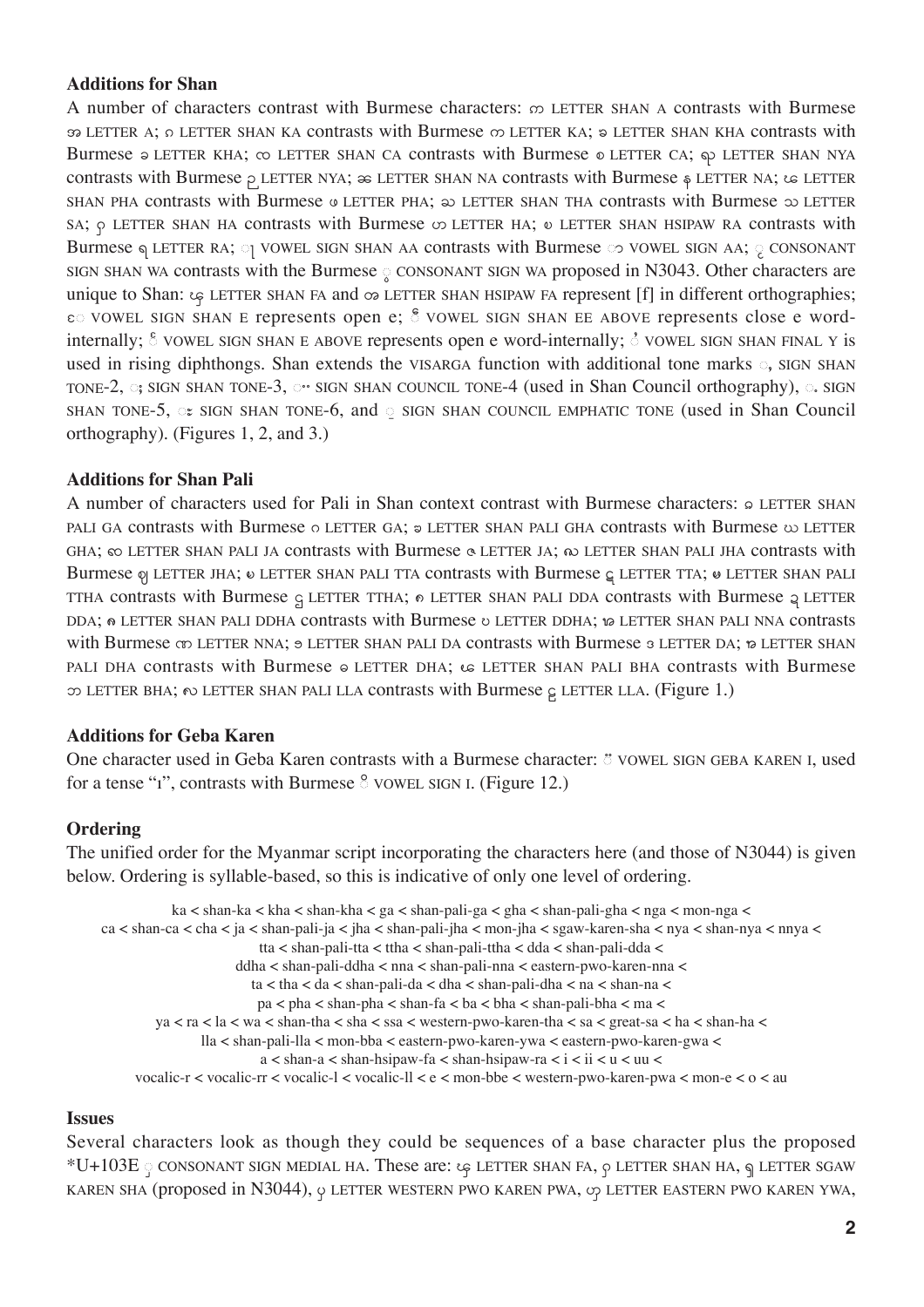### Additions for Shan

A number of characters contrast with Burmese characters: ႀ LETTER SHAN A contrasts with Burmese အ LETTER A; ၵ LETTER SHAN KA contrasts with Burmese က LETTER KA; ၶ LETTER SHAN KHA contrasts with Burmese ခ LETTER KHA; ၸ LETTER SHAN CA contrasts with Burmese စ LETTER CA; ၺ LETTER SHAN NYA contrasts with Burmese ည LETTER NYA; ၼ LETTER SHAN NA contrasts with Burmese န LETTER NA; ၽ LETTER SHAN PHA contrasts with Burmese ဖ LETTER PHA; ႀ LETTER SHAN THA contrasts with Burmese သ LETTER SA; ႁ LETTER SHAN HA contrasts with Burmese ဟ LETTER HA; ႀ LETTER SHAN HSIPAW RA contrasts with Burmese ရ LETTER RA; ႃ VOWEL SIGN SHAN AA contrasts with Burmese ာ VOWEL SIGN AA; ႂ CONSONANT SIGN SHAN WA contrasts with the Burmese ွ CONSONANT SIGN WA proposed in N3043. Other characters are unique to Shan: ၾ LETTER SHAN FA and ႎ LETTER SHAN HSIPAW FA represent [f] in different orthographies; ႄ VOWEL SIGN SHAN E represents open e; ႅ VOWEL SIGN SHAN EE ABOVE represents close e word-internally; ႆ VOWEL SIGN SHAN E ABOVE represents open e word-internally; ႆ VOWEL SIGN SHAN FINAL Y is used in rising diphthongs. Shan extends the VISARGA function with additional tone marks ႇ, SIGN SHAN TONE-2, ႈ SIGN SHAN TONE-3, ႉ SIGN SHAN COUNCIL TONE-4 (used in Shan Council orthography), ႊ SIGN SHAN TONE-5, ႋ SIGN SHAN TONE-6, and ႍ SIGN SHAN COUNCIL EMPHATIC TONE (used in Shan Council orthography). (Figures 1, 2, and 3.)

### Additions for Shan Pali

A number of characters used for Pali in Shan context contrast with Burmese characters: ၷ LETTER SHAN PALI GA contrasts with Burmese ဂ LETTER GA; ၷ LETTER SHAN PALI GHA contrasts with Burmese ဃ LETTER GHA; ၹ LETTER SHAN PALI JA contrasts with Burmese ဇ LETTER JA; ၹ LETTER SHAN PALI JHA contrasts with Burmese ဈ LETTER JHA; ၿ LETTER SHAN PALI TTA contrasts with Burmese ဋ LETTER TTA; ႀ LETTER SHAN PALI TTHA contrasts with Burmese ဌ LETTER TTHA; ၻ LETTER SHAN PALI DDA contrasts with Burmese ဍ LETTER DDA; ၻ LETTER SHAN PALI DDHA contrasts with Burmese ဎ LETTER DDHA; ၼ LETTER SHAN PALI NNA contrasts with Burmese ဏ LETTER NNA; ၻ LETTER SHAN PALI DA contrasts with Burmese ဒ LETTER DA; ၻ LETTER SHAN PALI DHA contrasts with Burmese ဓ LETTER DHA; ၽ LETTER SHAN PALI BHA contrasts with Burmese ဘ LETTER BHA; ႅ LETTER SHAN PALI LLA contrasts with Burmese ဠ LETTER LLA. (Figure 1.)

### Additions for Geba Karen

One character used in Geba Karen contrasts with a Burmese character: ႃ VOWEL SIGN GEBA KAREN I, used for a tense "ɪ", contrasts with Burmese ိ VOWEL SIGN I. (Figure 12.)

### Ordering

The unified order for the Myanmar script incorporating the characters here (and those of N3044) is given below. Ordering is syllable-based, so this is indicative of only one level of ordering.

ka < shan-ka < kha < shan-kha < ga < shan-pali-ga < gha < shan-pali-gha < nga < mon-nga <
ca < shan-ca < cha < ja < shan-pali-ja < jha < shan-pali-jha < mon-jha < sgaw-karen-sha < nya < shan-nya < nnya <
tta < shan-pali-tta < ttha < shan-pali-ttha < dda < shan-pali-dda <
ddha < shan-pali-ddha < nna < shan-pali-nna < eastern-pwo-karen-nna <
ta < tha < da < shan-pali-da < dha < shan-pali-dha < na < shan-na <
pa < pha < shan-pha < shan-fa < ba < bha < shan-pali-bha < ma <
ya < ra < la < wa < shan-tha < sha < ssa < western-pwo-karen-tha < sa < great-sa < ha < shan-ha <
lla < shan-pali-lla < mon-bba < eastern-pwo-karen-ywa < eastern-pwo-karen-gwa <
a < shan-a < shan-hsipaw-fa < shan-hsipaw-ra < i < ii < u < uu <
vocalic-r < vocalic-rr < vocalic-l < vocalic-ll < e < mon-bbe < western-pwo-karen-pwa < mon-e < o < au

### Issues

Several characters look as though they could be sequences of a base character plus the proposed *U+103E ှ CONSONANT SIGN MEDIAL HA. These are: ၾ LETTER SHAN FA, ႁ LETTER SHAN HA, ၡ LETTER SGAW KAREN SHA (proposed in N3044), ၯ LETTER WESTERN PWO KAREN PWA, ၯ LETTER EASTERN PWO KAREN YWA,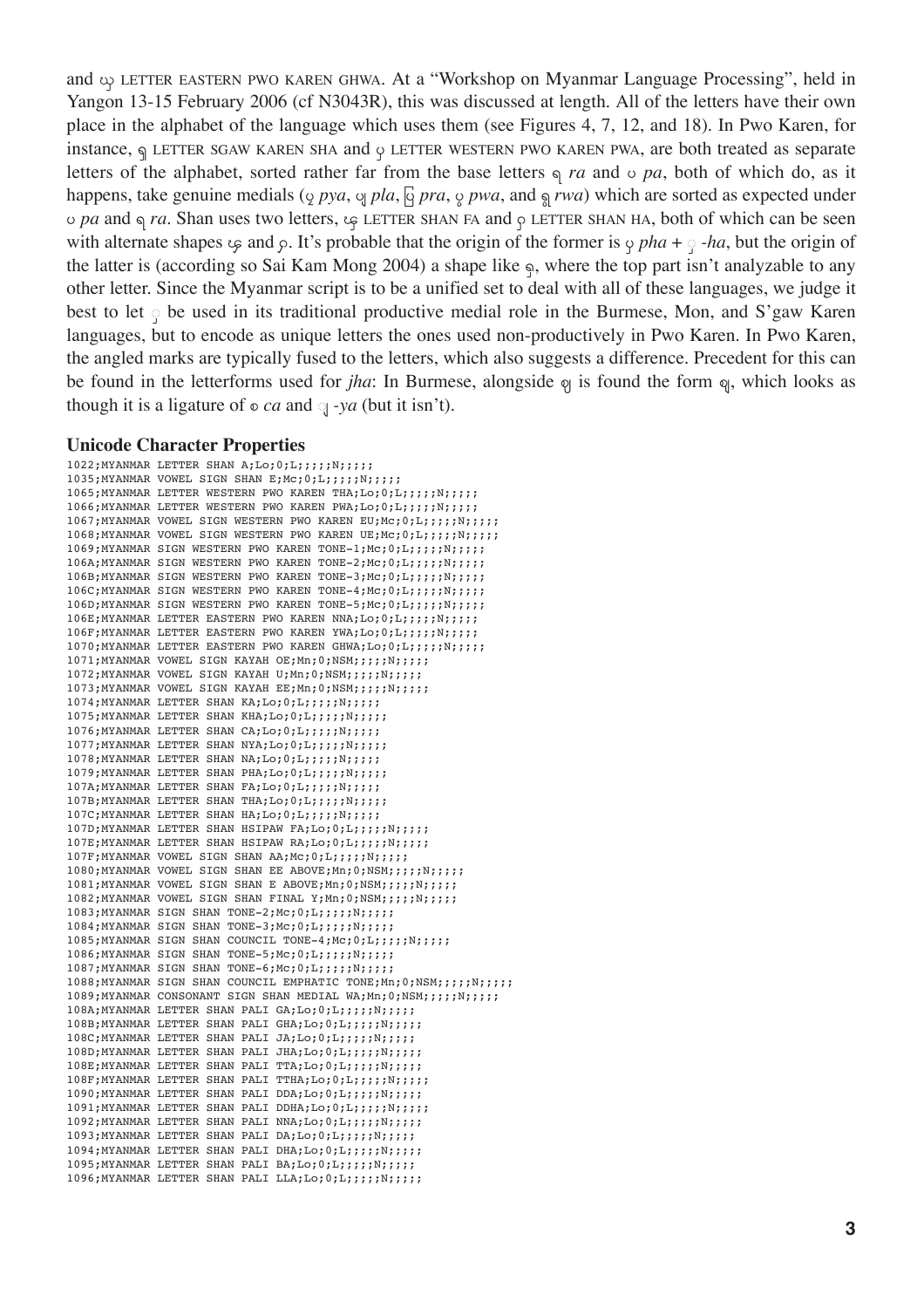and ၰ LETTER EASTERN PWO KAREN GHWA. At a "Workshop on Myanmar Language Processing", held in Yangon 13-15 February 2006 (cf N3043R), this was discussed at length. All of the letters have their own place in the alphabet of the language which uses them (see Figures 4, 7, 12, and 18). In Pwo Karen, for instance, ၡ LETTER SGAW KAREN SHA and ၦ LETTER WESTERN PWO KAREN PWA, are both treated as separate letters of the alphabet, sorted rather far from the base letters ရ *ra* and ပ *pa*, both of which do, as it happens, take genuine medials (ပျ *pya*, ပျ *pla*, ပြ *pra*, ပွ *pwa*, and ရွ *rwa*) which are sorted as expected under ပ *pa* and ရ *ra*. Shan uses two letters, ၹ LETTER SHAN FA and ႁ LETTER SHAN HA, both of which can be seen with alternate shapes ၹ and ႁ. It's probable that the origin of the former is ၸ *pha* + ှ *-ha*, but the origin of the latter is (according so Sai Kam Mong 2004) a shape like ၡ, where the top part isn't analyzable to any other letter. Since the Myanmar script is to be a unified set to deal with all of these languages, we judge it best to let ှ be used in its traditional productive medial role in the Burmese, Mon, and S'gaw Karen languages, but to encode as unique letters the ones used non-productively in Pwo Karen. In Pwo Karen, the angled marks are typically fused to the letters, which also suggests a difference. Precedent for this can be found in the letterforms used for *jha*: In Burmese, alongside ဈ is found the form ဈ, which looks as though it is a ligature of စ *ca* and ျ *-ya* (but it isn't).

### Unicode Character Properties

```
1022;MYANMAR LETTER SHAN A;Lo;0;L;;;;;N;;;;;
1035;MYANMAR VOWEL SIGN SHAN E;Mc;0;L;;;;;N;;;;;
1065;MYANMAR LETTER WESTERN PWO KAREN THA;Lo;0;L;;;;;N;;;;;
1066;MYANMAR LETTER WESTERN PWO KAREN PWA;Lo;0;L;;;;;N;;;;;
1067;MYANMAR VOWEL SIGN WESTERN PWO KAREN EU;Mc;0;L;;;;;N;;;;;
1068;MYANMAR VOWEL SIGN WESTERN PWO KAREN UE;Mc;0;L;;;;;N;;;;;
1069;MYANMAR SIGN WESTERN PWO KAREN TONE-1;Mc;0;L;;;;;N;;;;;
106A;MYANMAR SIGN WESTERN PWO KAREN TONE-2;Mc;0;L;;;;;N;;;;;
106B;MYANMAR SIGN WESTERN PWO KAREN TONE-3;Mc;0;L;;;;;N;;;;;
106C;MYANMAR SIGN WESTERN PWO KAREN TONE-4;Mc;0;L;;;;;N;;;;;
106D;MYANMAR SIGN WESTERN PWO KAREN TONE-5;Mc;0;L;;;;;N;;;;;
106E;MYANMAR LETTER EASTERN PWO KAREN NNA;Lo;0;L;;;;;N;;;;;
106F;MYANMAR LETTER EASTERN PWO KAREN YWA;Lo;0;L;;;;;N;;;;;
1070;MYANMAR LETTER EASTERN PWO KAREN GHWA;Lo;0;L;;;;;N;;;;;
1071;MYANMAR VOWEL SIGN KAYAH OE;Mn;0;NSM;;;;;N;;;;;
1072;MYANMAR VOWEL SIGN KAYAH U;Mn;0;NSM;;;;;N;;;;;
1073;MYANMAR VOWEL SIGN KAYAH EE;Mn;0;NSM;;;;;N;;;;;
1074;MYANMAR LETTER SHAN KA;Lo;0;L;;;;;N;;;;;
1075;MYANMAR LETTER SHAN KHA;Lo;0;L;;;;;N;;;;;
1076;MYANMAR LETTER SHAN CA;Lo;0;L;;;;;N;;;;;
1077;MYANMAR LETTER SHAN NYA;Lo;0;L;;;;;N;;;;;
1078;MYANMAR LETTER SHAN NA;Lo;0;L;;;;;N;;;;;
1079;MYANMAR LETTER SHAN PHA;Lo;0;L;;;;;N;;;;;
107A;MYANMAR LETTER SHAN FA;Lo;0;L;;;;;N;;;;;
107B;MYANMAR LETTER SHAN THA;Lo;0;L;;;;;N;;;;;
107C;MYANMAR LETTER SHAN HA;Lo;0;L;;;;;N;;;;;
107D;MYANMAR LETTER SHAN HSIPAW FA;Lo;0;L;;;;;N;;;;;
107E;MYANMAR LETTER SHAN HSIPAW RA;Lo;0;L;;;;;N;;;;;
107F;MYANMAR VOWEL SIGN SHAN AA;Mc;0;L;;;;;N;;;;;
1080;MYANMAR VOWEL SIGN SHAN EE ABOVE;Mn;0;NSM;;;;;N;;;;;
1081;MYANMAR VOWEL SIGN SHAN E ABOVE;Mn;0;NSM;;;;;N;;;;;
1082;MYANMAR VOWEL SIGN SHAN FINAL Y;Mn;0;NSM;;;;;N;;;;;
1083;MYANMAR SIGN SHAN TONE-2;Mc;0;L;;;;;N;;;;;
1084;MYANMAR SIGN SHAN TONE-3;Mc;0;L;;;;;N;;;;;
1085;MYANMAR SIGN SHAN COUNCIL TONE-4;Mc;0;L;;;;;N;;;;;
1086;MYANMAR SIGN SHAN TONE-5;Mc;0;L;;;;;N;;;;;
1087;MYANMAR SIGN SHAN TONE-6;Mc;0;L;;;;;N;;;;;
1088;MYANMAR SIGN SHAN COUNCIL EMPHATIC TONE;Mn;0;NSM;;;;;N;;;;;
1089;MYANMAR CONSONANT SIGN SHAN MEDIAL WA;Mn;0;NSM;;;;;N;;;;;
108A;MYANMAR LETTER SHAN PALI GA;Lo;0;L;;;;;N;;;;;
108B;MYANMAR LETTER SHAN PALI GHA;Lo;0;L;;;;;N;;;;;
108C;MYANMAR LETTER SHAN PALI JA;Lo;0;L;;;;;N;;;;;
108D;MYANMAR LETTER SHAN PALI JHA;Lo;0;L;;;;;N;;;;;
108E;MYANMAR LETTER SHAN PALI TTA;Lo;0;L;;;;;N;;;;;
108F;MYANMAR LETTER SHAN PALI TTHA;Lo;0;L;;;;;N;;;;;
1090;MYANMAR LETTER SHAN PALI DDA;Lo;0;L;;;;;N;;;;;
1091;MYANMAR LETTER SHAN PALI DDHA;Lo;0;L;;;;;N;;;;;
1092;MYANMAR LETTER SHAN PALI NNA;Lo;0;L;;;;;N;;;;;
1093;MYANMAR LETTER SHAN PALI DA;Lo;0;L;;;;;N;;;;;
1094;MYANMAR LETTER SHAN PALI DHA;Lo;0;L;;;;;N;;;;;
1095;MYANMAR LETTER SHAN PALI BA;Lo;0;L;;;;;N;;;;;
1096;MYANMAR LETTER SHAN PALI LLA;Lo;0;L;;;;;N;;;;;
```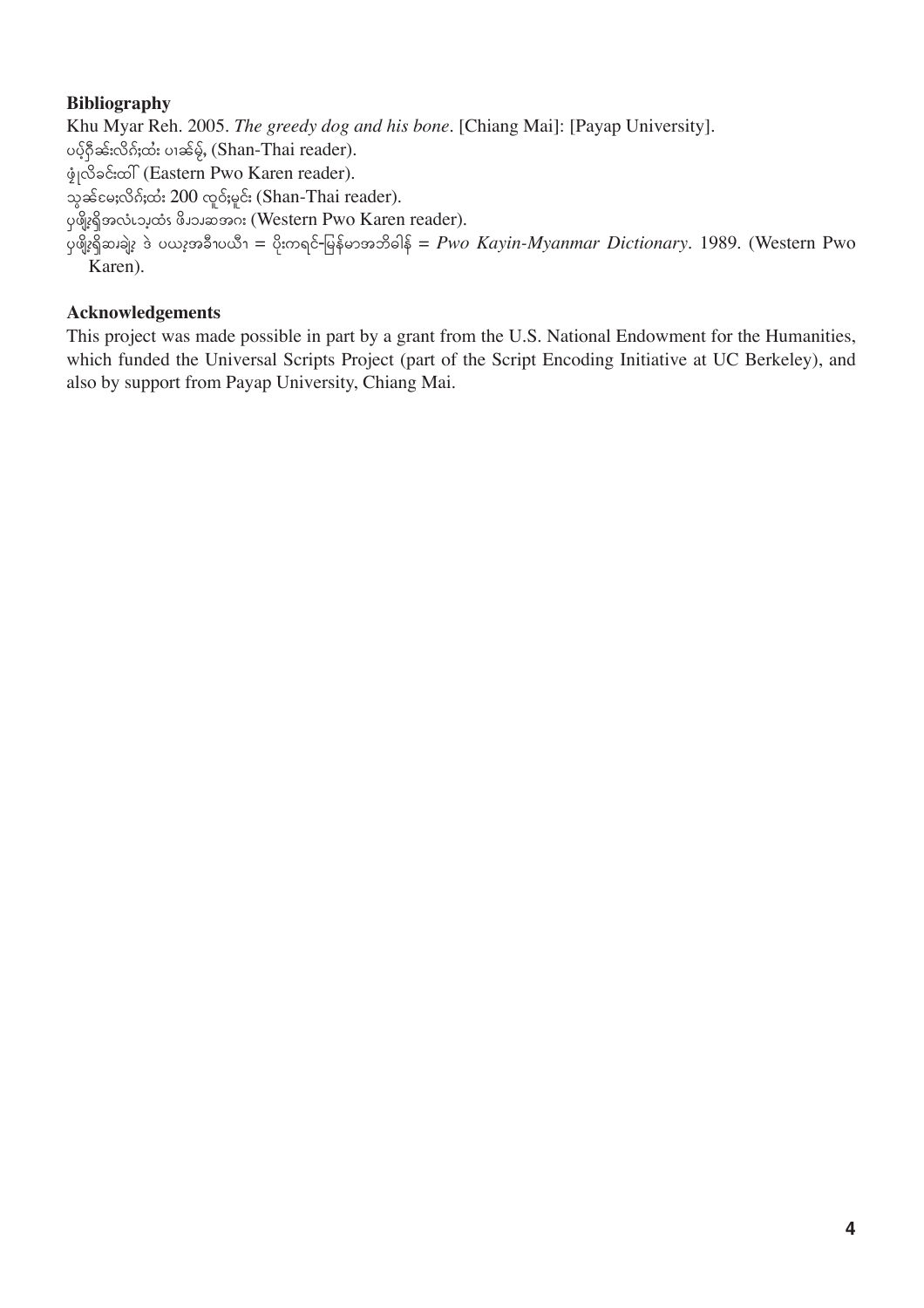**Bibliography**

Khu Myar Reh. 2005. *The greedy dog and his bone*. [Chiang Mai]: [Payap University].

ပၯ်ဂှ်ၼ်းလိၵ်ႈထႆး ပၢၼ်မ့်, (Shan-Thai reader).

ဖုံလိခ်ၚ်းထါ် (Eastern Pwo Karen reader).

သွၼ်ၽႃႇလိၵ်ႈထႆး 200 လူဝ်ႇမူင်း (Shan-Thai reader).

ပှၤဖျိၣ်ရှိအလံၤလၣ်ထံး ဖိၣ၃ၣဆအဂး (Western Pwo Karen reader).

ပှၤဖျိၣ်ရှိဆၤချဲၣ် ဒဲ ပယၣ်အခ်ၢ်ပယီၢ = ပိုးကရင်-မြန်မာအဘိဓါန် = *Pwo Kayin-Myanmar Dictionary*. 1989. (Western Pwo Karen).

**Acknowledgements**

This project was made possible in part by a grant from the U.S. National Endowment for the Humanities, which funded the Universal Scripts Project (part of the Script Encoding Initiative at UC Berkeley), and also by support from Payap University, Chiang Mai.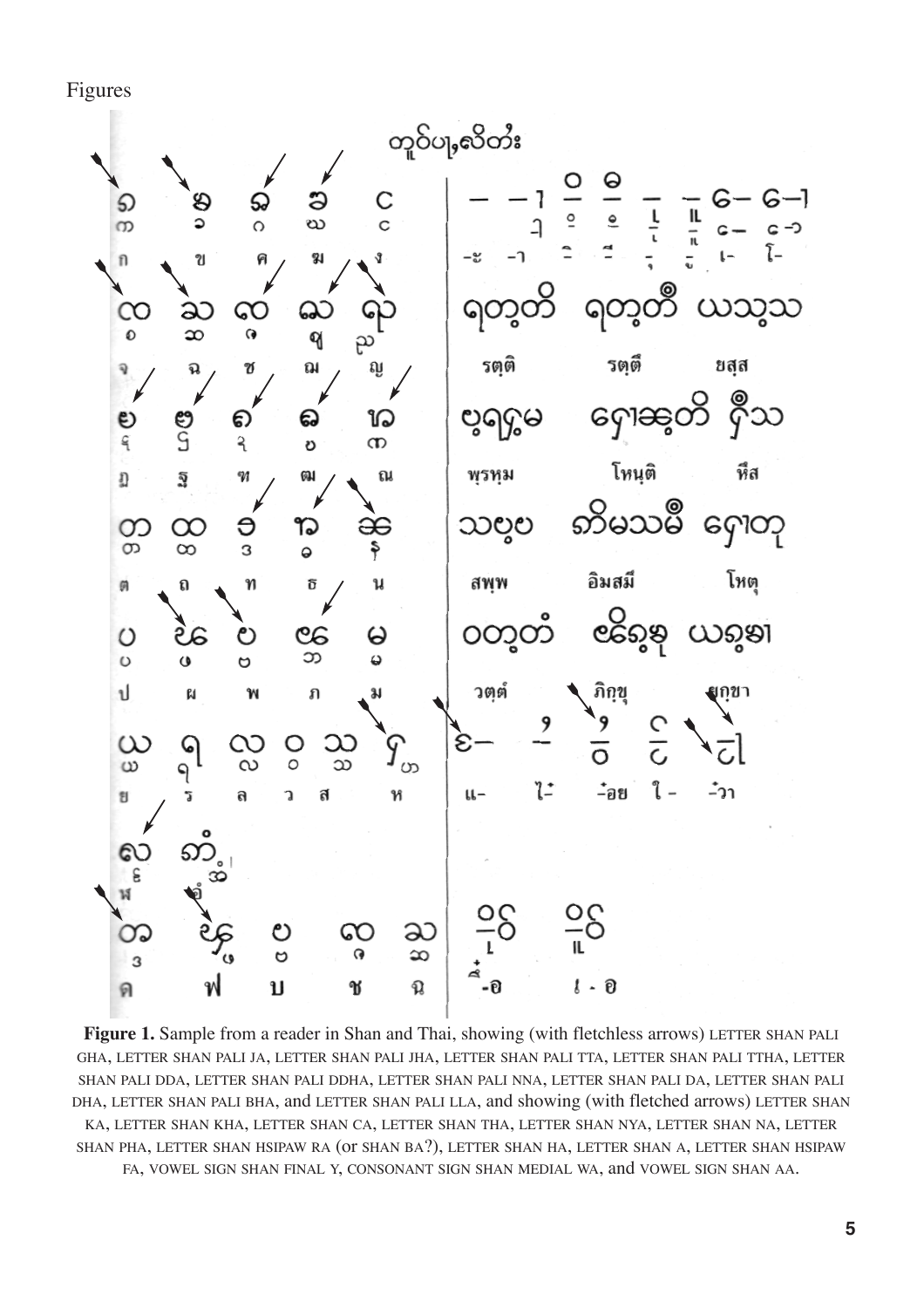Figures

**Figure 1.** Sample from a reader in Shan and Thai, showing (with fletchless arrows) LETTER SHAN PALI GHA, LETTER SHAN PALI JA, LETTER SHAN PALI JHA, LETTER SHAN PALI TTA, LETTER SHAN PALI TTHA, LETTER SHAN PALI DDA, LETTER SHAN PALI DDHA, LETTER SHAN PALI NNA, LETTER SHAN PALI DA, LETTER SHAN PALI DHA, LETTER SHAN PALI BHA, and LETTER SHAN PALI LLA, and showing (with fletched arrows) LETTER SHAN KA, LETTER SHAN KHA, LETTER SHAN CA, LETTER SHAN THA, LETTER SHAN NYA, LETTER SHAN NA, LETTER SHAN PHA, LETTER SHAN HSIPAW RA (or SHAN BA?), LETTER SHAN HA, LETTER SHAN A, LETTER SHAN HSIPAW FA, VOWEL SIGN SHAN FINAL Y, CONSONANT SIGN SHAN MEDIAL WA, and VOWEL SIGN SHAN AA.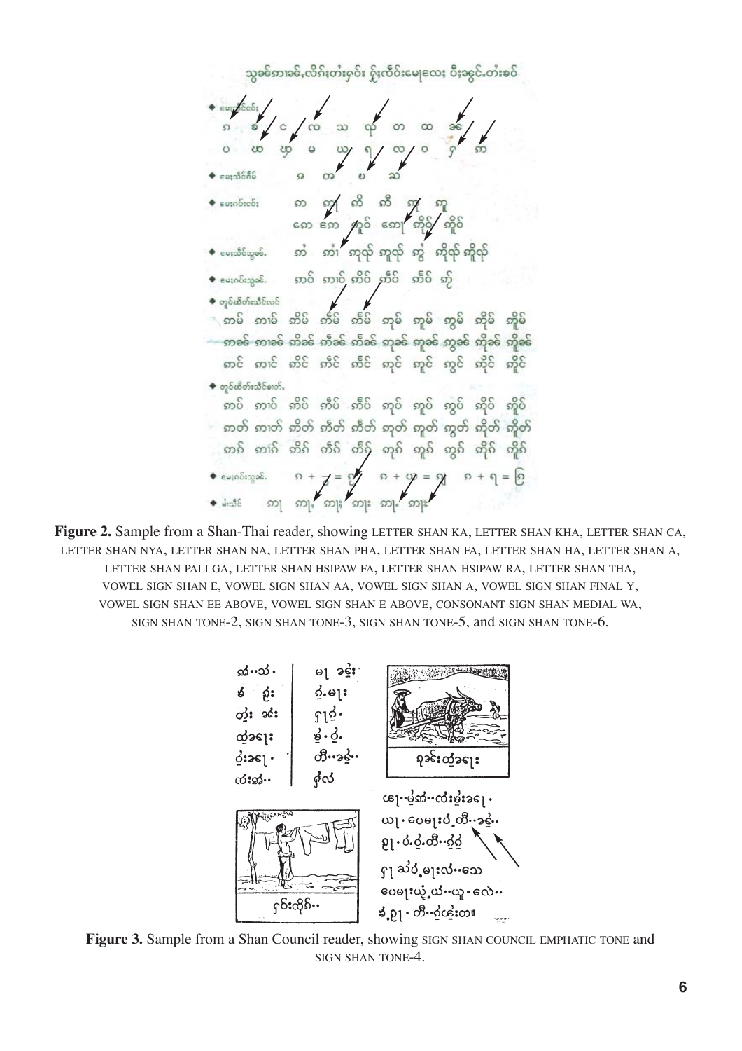Figure 2. Sample from a Shan-Thai reader, showing LETTER SHAN KA, LETTER SHAN KHA, LETTER SHAN CA, LETTER SHAN NYA, LETTER SHAN NA, LETTER SHAN PHA, LETTER SHAN FA, LETTER SHAN HA, LETTER SHAN A, LETTER SHAN PALI GA, LETTER SHAN HSIPAW FA, LETTER SHAN HSIPAW RA, LETTER SHAN THA, VOWEL SIGN SHAN E, VOWEL SIGN SHAN AA, VOWEL SIGN SHAN A, VOWEL SIGN SHAN FINAL Y, VOWEL SIGN SHAN EE ABOVE, VOWEL SIGN SHAN E ABOVE, CONSONANT SIGN SHAN MEDIAL WA, SIGN SHAN TONE-2, SIGN SHAN TONE-3, SIGN SHAN TONE-5, and SIGN SHAN TONE-6.

Figure 3. Sample from a Shan Council reader, showing SIGN SHAN COUNCIL EMPHATIC TONE and SIGN SHAN TONE-4.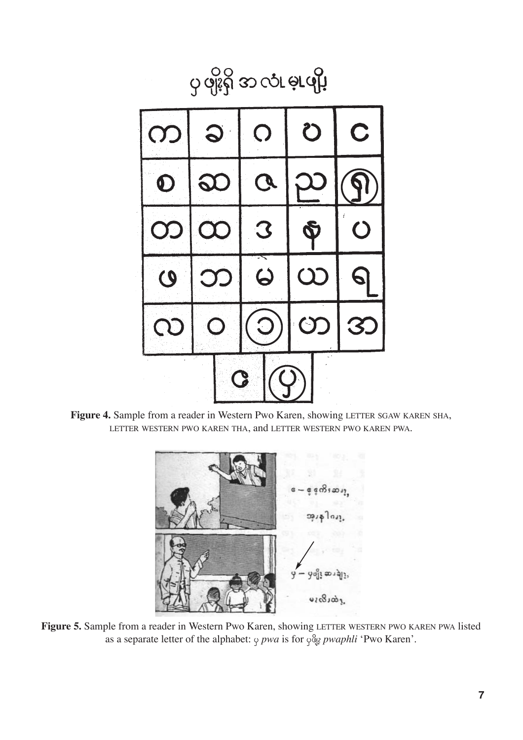**Figure 4.** Sample from a reader in Western Pwo Karen, showing LETTER SGAW KAREN SHA, LETTER WESTERN PWO KAREN THA, and LETTER WESTERN PWO KAREN PWA.

**Figure 5.** Sample from a reader in Western Pwo Karen, showing LETTER WESTERN PWO KAREN PWA listed as a separate letter of the alphabet: ၦ *pwa* is for ၦဖျိ *pwaphli* 'Pwo Karen'.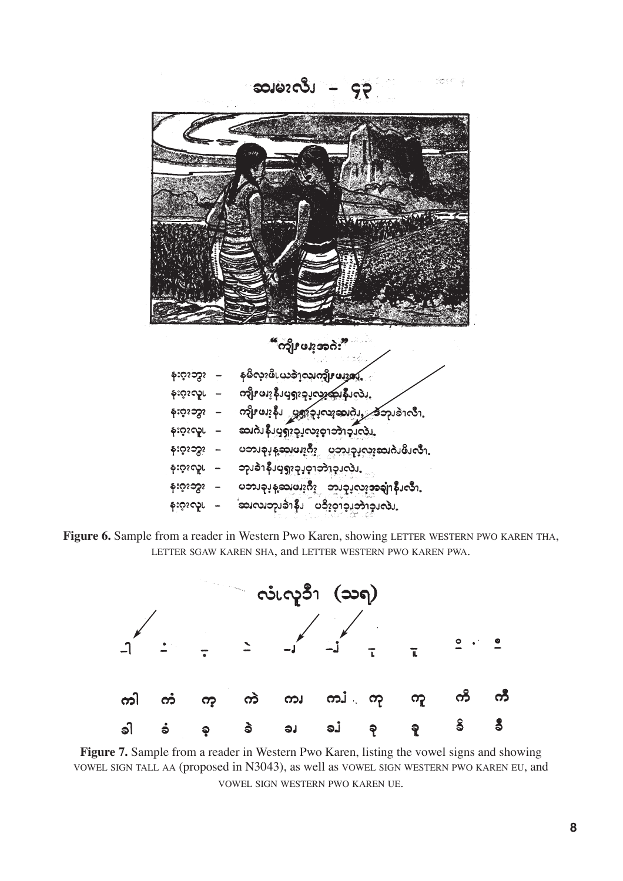**Figure 6.** Sample from a reader in Western Pwo Karen, showing LETTER WESTERN PWO KAREN THA, LETTER SGAW KAREN SHA, and LETTER WESTERN PWO KAREN PWA.

**Figure 7.** Sample from a reader in Western Pwo Karen, listing the vowel signs and showing VOWEL SIGN TALL AA (proposed in N3043), as well as VOWEL SIGN WESTERN PWO KAREN EU, and VOWEL SIGN WESTERN PWO KAREN UE.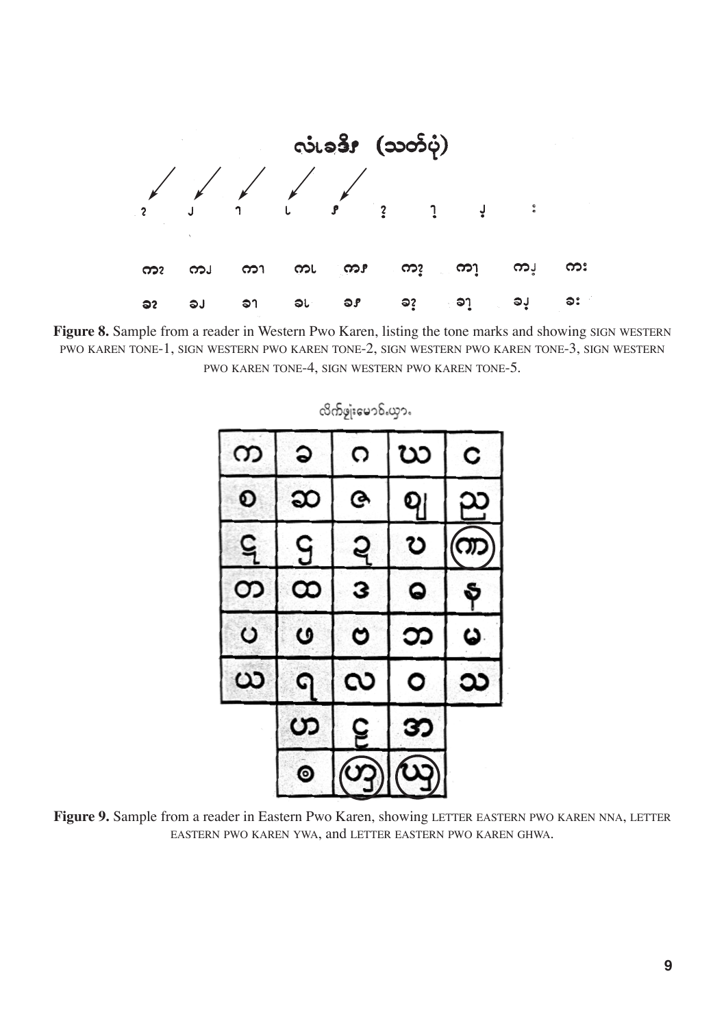Figure 8. Sample from a reader in Western Pwo Karen, listing the tone marks and showing SIGN WESTERN PWO KAREN TONE-1, SIGN WESTERN PWO KAREN TONE-2, SIGN WESTERN PWO KAREN TONE-3, SIGN WESTERN PWO KAREN TONE-4, SIGN WESTERN PWO KAREN TONE-5.

Figure 9. Sample from a reader in Eastern Pwo Karen, showing LETTER EASTERN PWO KAREN NNA, LETTER EASTERN PWO KAREN YWA, and LETTER EASTERN PWO KAREN GHWA.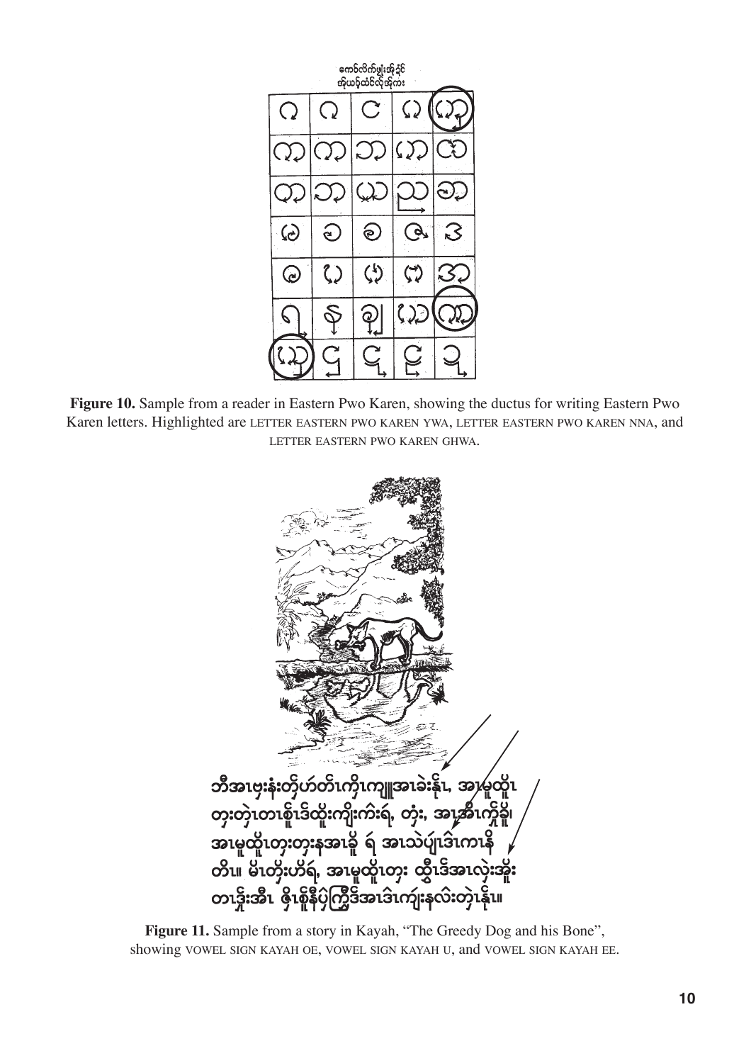**Figure 10.** Sample from a reader in Eastern Pwo Karen, showing the ductus for writing Eastern Pwo Karen letters. Highlighted are LETTER EASTERN PWO KAREN YWA, LETTER EASTERN PWO KAREN NNA, and LETTER EASTERN PWO KAREN GHWA.

**Figure 11.** Sample from a story in Kayah, "The Greedy Dog and his Bone", showing VOWEL SIGN KAYAH OE, VOWEL SIGN KAYAH U, and VOWEL SIGN KAYAH EE.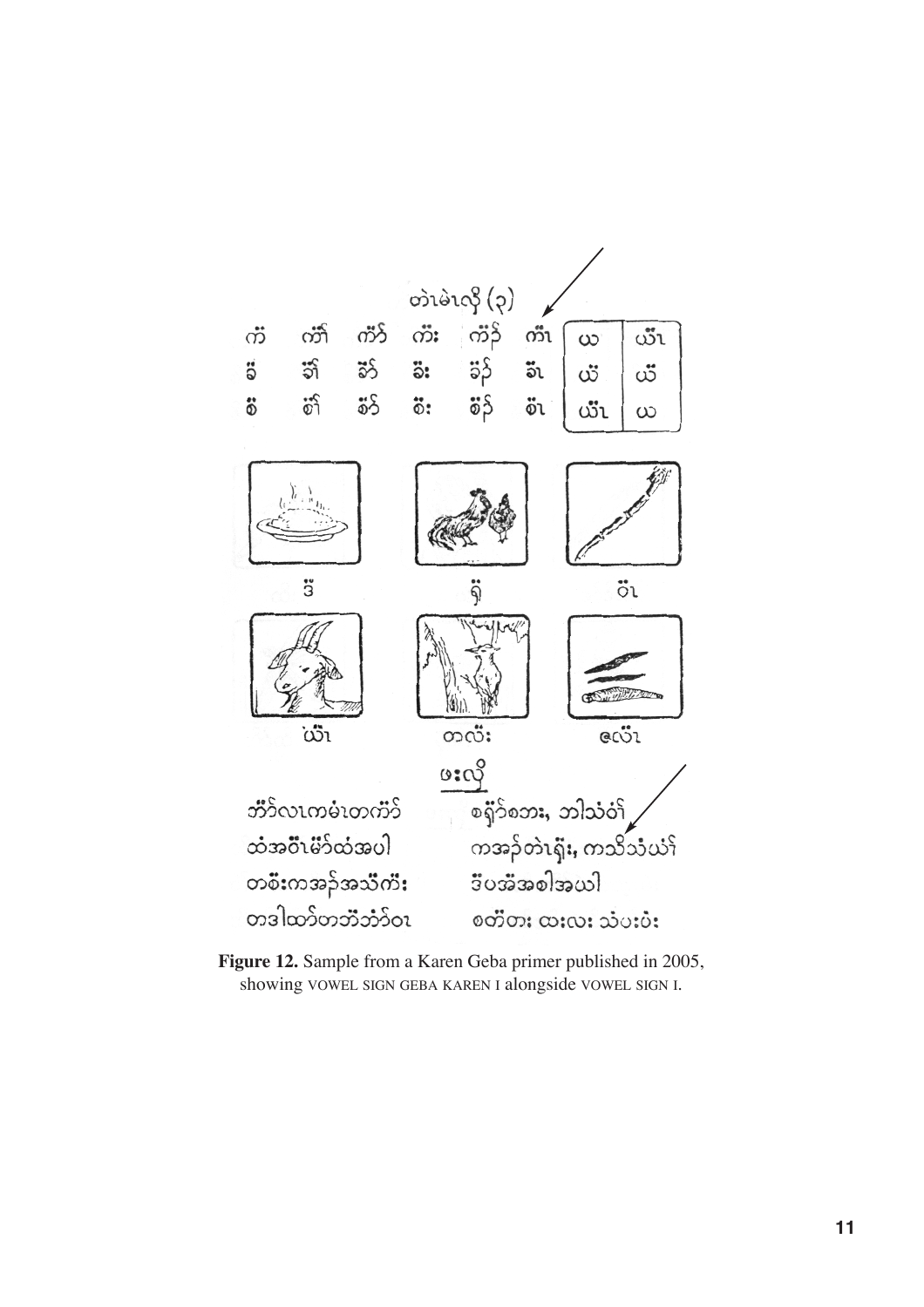**Figure 12.** Sample from a Karen Geba primer published in 2005, showing VOWEL SIGN GEBA KAREN I alongside VOWEL SIGN I.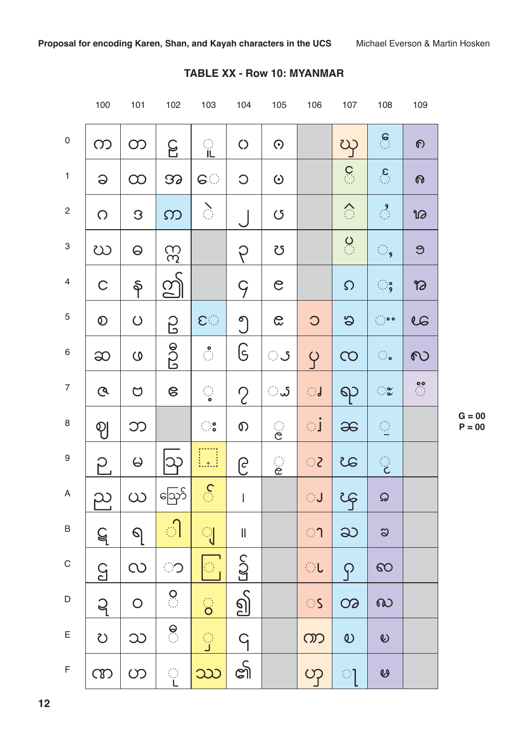## TABLE XX - Row 10: MYANMAR

| | 100 | 101 | 102 | 103 | 104 | 105 | 106 | 107 | 108 | 109 |
|---|---|---|---|---|---|---|---|---|---|---|
| 0 | က | တ | ဠ | ◌ူ | ၀ | ၐ | | ၰ | ◌ႀ | ႐ |
| 1 | ခ | ထ | အ | ေ◌ | ၁ | ၑ | | ◌ၱ | ◌ႁ | ႑ |
| 2 | ဂ | ဒ | ဢ | ◌ဲ | ၂ | ၒ | | ◌ၲ | ◌ႂ | ႒ |
| 3 | ဃ | ဓ | ဣ | | ၃ | ၓ | | ◌ၳ | ◌ႃ | ႓ |
| 4 | င | န | ဤ | | ၄ | ၔ | | ၴ | ◌ႄ | ႔ |
| 5 | စ | ပ | ဥ | ဵ◌ | ၅ | ၕ | ၥ | ၵ | ◌ႅ | ႕ |
| 6 | ဆ | ဖ | ဦ | ◌ံ | ၆ | ◌ၖ | ၦ | ၶ | ◌ႆ | ႖ |
| 7 | ဇ | ဗ | ဧ | ◌့ | ၇ | ◌ၗ | ◌ၧ | ၷ | ◌ႇ | ◌႗ |
| 8 | ဈ | ဘ | | ◌း | ၈ | ◌ၘ | ◌ၨ | ၸ | ◌ႈ | |
| 9 | ဉ | မ | ဩ | ◌္ | ၉ | ◌ၙ | ◌ၩ | ၹ | ◌ႉ | |
| A | ည | ယ | ဪ | ◌် | ၊ | | ◌ၪ | ၺ | ႊ | |
| B | ဋ | ရ | ◌ါ | ◌ျ | ။ | | ◌ၫ | ၻ | ႋ | |
| C | ဌ | လ | ◌ာ | ◌ြ | ၌ | | ◌ၬ | ၼ | ႌ | |
| D | ဍ | ဝ | ◌ိ | ◌ွ | ၍ | | ◌ၭ | ၽ | ႍ | |
| E | ဎ | သ | ◌ီ | ◌ှ | ၎ | | ၮ | ၾ | ႎ | |
| F | ဏ | ဟ | ◌ု | ဿ | ၏ | | ၯ | ◌ၿ | ႏ | |

G = 00
P = 00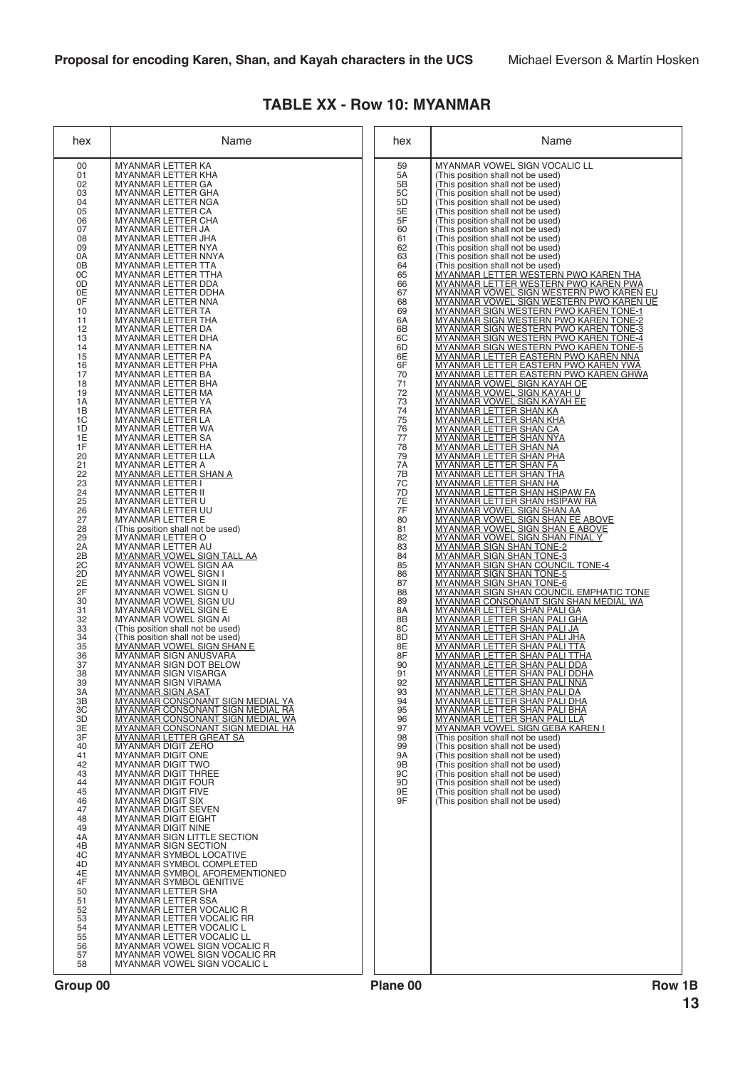## TABLE XX - Row 10: MYANMAR

| hex | Name |
|---|---|
| 00 | MYANMAR LETTER KA |
| 01 | MYANMAR LETTER KHA |
| 02 | MYANMAR LETTER GA |
| 03 | MYANMAR LETTER GHA |
| 04 | MYANMAR LETTER NGA |
| 05 | MYANMAR LETTER CA |
| 06 | MYANMAR LETTER CHA |
| 07 | MYANMAR LETTER JA |
| 08 | MYANMAR LETTER JHA |
| 09 | MYANMAR LETTER NYA |
| 0A | MYANMAR LETTER NNYA |
| 0B | MYANMAR LETTER TTA |
| 0C | MYANMAR LETTER TTHA |
| 0D | MYANMAR LETTER DDA |
| 0E | MYANMAR LETTER DDHA |
| 0F | MYANMAR LETTER NNA |
| 10 | MYANMAR LETTER TA |
| 11 | MYANMAR LETTER THA |
| 12 | MYANMAR LETTER DA |
| 13 | MYANMAR LETTER DHA |
| 14 | MYANMAR LETTER NA |
| 15 | MYANMAR LETTER PA |
| 16 | MYANMAR LETTER PHA |
| 17 | MYANMAR LETTER BA |
| 18 | MYANMAR LETTER BHA |
| 19 | MYANMAR LETTER MA |
| 1A | MYANMAR LETTER YA |
| 1B | MYANMAR LETTER RA |
| 1C | MYANMAR LETTER LA |
| 1D | MYANMAR LETTER WA |
| 1E | MYANMAR LETTER SA |
| 1F | MYANMAR LETTER HA |
| 20 | MYANMAR LETTER LLA |
| 21 | MYANMAR LETTER A |
| 22 | MYANMAR LETTER SHAN A |
| 23 | MYANMAR LETTER I |
| 24 | MYANMAR LETTER II |
| 25 | MYANMAR LETTER U |
| 26 | MYANMAR LETTER UU |
| 27 | MYANMAR LETTER E |
| 28 | (This position shall not be used) |
| 29 | MYANMAR LETTER O |
| 2A | MYANMAR LETTER AU |
| 2B | MYANMAR VOWEL SIGN TALL AA |
| 2C | MYANMAR VOWEL SIGN AA |
| 2D | MYANMAR VOWEL SIGN I |
| 2E | MYANMAR VOWEL SIGN II |
| 2F | MYANMAR VOWEL SIGN U |
| 30 | MYANMAR VOWEL SIGN UU |
| 31 | MYANMAR VOWEL SIGN E |
| 32 | MYANMAR VOWEL SIGN AI |
| 33 | (This position shall not be used) |
| 34 | (This position shall not be used) |
| 35 | MYANMAR VOWEL SIGN SHAN E |
| 36 | MYANMAR SIGN ANUSVARA |
| 37 | MYANMAR SIGN DOT BELOW |
| 38 | MYANMAR SIGN VISARGA |
| 39 | MYANMAR SIGN VIRAMA |
| 3A | MYANMAR SIGN ASAT |
| 3B | MYANMAR CONSONANT SIGN MEDIAL YA |
| 3C | MYANMAR CONSONANT SIGN MEDIAL RA |
| 3D | MYANMAR CONSONANT SIGN MEDIAL WA |
| 3E | MYANMAR CONSONANT SIGN MEDIAL HA |
| 3F | MYANMAR LETTER GREAT SA |
| 40 | MYANMAR DIGIT ZERO |
| 41 | MYANMAR DIGIT ONE |
| 42 | MYANMAR DIGIT TWO |
| 43 | MYANMAR DIGIT THREE |
| 44 | MYANMAR DIGIT FOUR |
| 45 | MYANMAR DIGIT FIVE |
| 46 | MYANMAR DIGIT SIX |
| 47 | MYANMAR DIGIT SEVEN |
| 48 | MYANMAR DIGIT EIGHT |
| 49 | MYANMAR DIGIT NINE |
| 4A | MYANMAR SIGN LITTLE SECTION |
| 4B | MYANMAR SIGN SECTION |
| 4C | MYANMAR SYMBOL LOCATIVE |
| 4D | MYANMAR SYMBOL COMPLETED |
| 4E | MYANMAR SYMBOL AFOREMENTIONED |
| 4F | MYANMAR SYMBOL GENITIVE |
| 50 | MYANMAR LETTER SHA |
| 51 | MYANMAR LETTER SSA |
| 52 | MYANMAR LETTER VOCALIC R |
| 53 | MYANMAR LETTER VOCALIC RR |
| 54 | MYANMAR LETTER VOCALIC L |
| 55 | MYANMAR LETTER VOCALIC LL |
| 56 | MYANMAR VOWEL SIGN VOCALIC R |
| 57 | MYANMAR VOWEL SIGN VOCALIC RR |
| 58 | MYANMAR VOWEL SIGN VOCALIC L |
| 59 | MYANMAR VOWEL SIGN VOCALIC LL |
| 5A | (This position shall not be used) |
| 5B | (This position shall not be used) |
| 5C | (This position shall not be used) |
| 5D | (This position shall not be used) |
| 5E | (This position shall not be used) |
| 5F | (This position shall not be used) |
| 60 | (This position shall not be used) |
| 61 | (This position shall not be used) |
| 62 | (This position shall not be used) |
| 63 | (This position shall not be used) |
| 64 | (This position shall not be used) |
| 65 | MYANMAR LETTER WESTERN PWO KAREN THA |
| 66 | MYANMAR LETTER WESTERN PWO KAREN PWA |
| 67 | MYANMAR VOWEL SIGN WESTERN PWO KAREN EU |
| 68 | MYANMAR VOWEL SIGN WESTERN PWO KAREN UE |
| 69 | MYANMAR SIGN WESTERN PWO KAREN TONE-1 |
| 6A | MYANMAR SIGN WESTERN PWO KAREN TONE-2 |
| 6B | MYANMAR SIGN WESTERN PWO KAREN TONE-3 |
| 6C | MYANMAR SIGN WESTERN PWO KAREN TONE-4 |
| 6D | MYANMAR SIGN WESTERN PWO KAREN TONE-5 |
| 6E | MYANMAR LETTER EASTERN PWO KAREN NNA |
| 6F | MYANMAR LETTER EASTERN PWO KAREN YWA |
| 70 | MYANMAR LETTER EASTERN PWO KAREN GHWA |
| 71 | MYANMAR VOWEL SIGN KAYAH OE |
| 72 | MYANMAR VOWEL SIGN KAYAH U |
| 73 | MYANMAR VOWEL SIGN KAYAH EE |
| 74 | MYANMAR LETTER SHAN KA |
| 75 | MYANMAR LETTER SHAN KHA |
| 76 | MYANMAR LETTER SHAN CA |
| 77 | MYANMAR LETTER SHAN NYA |
| 78 | MYANMAR LETTER SHAN NA |
| 79 | MYANMAR LETTER SHAN PHA |
| 7A | MYANMAR LETTER SHAN FA |
| 7B | MYANMAR LETTER SHAN THA |
| 7C | MYANMAR LETTER SHAN HA |
| 7D | MYANMAR LETTER SHAN HSIPAW FA |
| 7E | MYANMAR LETTER SHAN HSIPAW RA |
| 7F | MYANMAR VOWEL SIGN SHAN AA |
| 80 | MYANMAR VOWEL SIGN SHAN EE ABOVE |
| 81 | MYANMAR VOWEL SIGN SHAN E ABOVE |
| 82 | MYANMAR VOWEL SIGN SHAN FINAL Y |
| 83 | MYANMAR SIGN SHAN TONE-2 |
| 84 | MYANMAR SIGN SHAN TONE-3 |
| 85 | MYANMAR SIGN SHAN COUNCIL TONE-4 |
| 86 | MYANMAR SIGN SHAN TONE-5 |
| 87 | MYANMAR SIGN SHAN TONE-6 |
| 88 | MYANMAR SIGN SHAN COUNCIL EMPHATIC TONE |
| 89 | MYANMAR CONSONANT SIGN SHAN MEDIAL WA |
| 8A | MYANMAR LETTER SHAN PALI GA |
| 8B | MYANMAR LETTER SHAN PALI GHA |
| 8C | MYANMAR LETTER SHAN PALI JA |
| 8D | MYANMAR LETTER SHAN PALI JHA |
| 8E | MYANMAR LETTER SHAN PALI TTA |
| 8F | MYANMAR LETTER SHAN PALI TTHA |
| 90 | MYANMAR LETTER SHAN PALI DDA |
| 91 | MYANMAR LETTER SHAN PALI DDHA |
| 92 | MYANMAR LETTER SHAN PALI NNA |
| 93 | MYANMAR LETTER SHAN PALI DA |
| 94 | MYANMAR LETTER SHAN PALI DHA |
| 95 | MYANMAR LETTER SHAN PALI BHA |
| 96 | MYANMAR LETTER SHAN PALI LLA |
| 97 | MYANMAR VOWEL SIGN GEBA KAREN I |
| 98 | (This position shall not be used) |
| 99 | (This position shall not be used) |
| 9A | (This position shall not be used) |
| 9B | (This position shall not be used) |
| 9C | (This position shall not be used) |
| 9D | (This position shall not be used) |
| 9E | (This position shall not be used) |
| 9F | (This position shall not be used) |

Group 00 Plane 00 Row 1B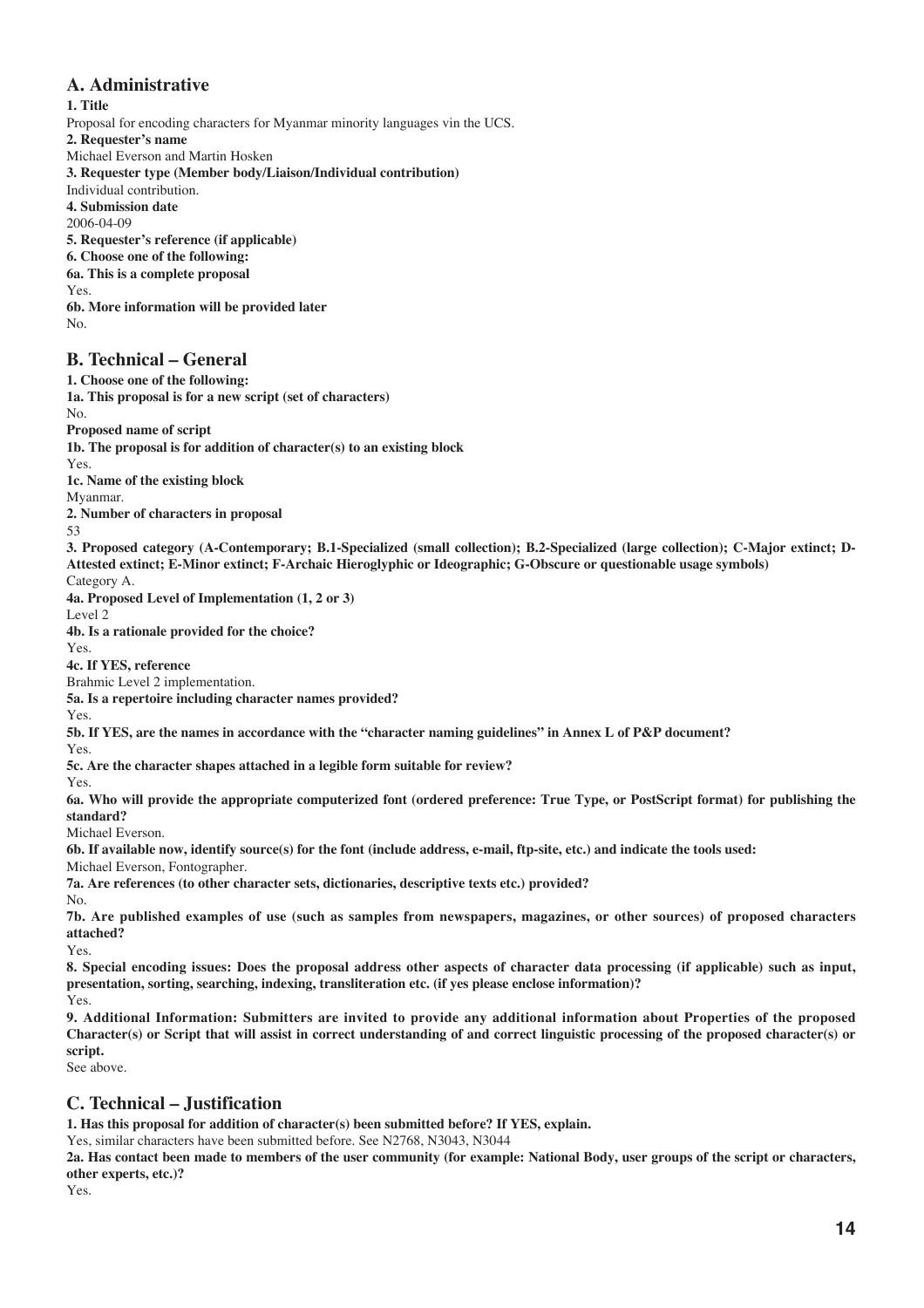## A. Administrative

**1. Title**
Proposal for encoding characters for Myanmar minority languages vin the UCS.
**2. Requester's name**
Michael Everson and Martin Hosken
**3. Requester type (Member body/Liaison/Individual contribution)**
Individual contribution.
**4. Submission date**
2006-04-09
**5. Requester's reference (if applicable)**
**6. Choose one of the following:**
**6a. This is a complete proposal**
Yes.
**6b. More information will be provided later**
No.

## B. Technical – General

**1. Choose one of the following:**
**1a. This proposal is for a new script (set of characters)**
No.
**Proposed name of script**
**1b. The proposal is for addition of character(s) to an existing block**
Yes.
**1c. Name of the existing block**
Myanmar.
**2. Number of characters in proposal**
53
**3. Proposed category (A-Contemporary; B.1-Specialized (small collection); B.2-Specialized (large collection); C-Major extinct; D-Attested extinct; E-Minor extinct; F-Archaic Hieroglyphic or Ideographic; G-Obscure or questionable usage symbols)**
Category A.
**4a. Proposed Level of Implementation (1, 2 or 3)**
Level 2
**4b. Is a rationale provided for the choice?**
Yes.
**4c. If YES, reference**
Brahmic Level 2 implementation.
**5a. Is a repertoire including character names provided?**
Yes.
**5b. If YES, are the names in accordance with the "character naming guidelines" in Annex L of P&P document?**
Yes.
**5c. Are the character shapes attached in a legible form suitable for review?**
Yes.
**6a. Who will provide the appropriate computerized font (ordered preference: True Type, or PostScript format) for publishing the standard?**
Michael Everson.
**6b. If available now, identify source(s) for the font (include address, e-mail, ftp-site, etc.) and indicate the tools used:**
Michael Everson, Fontographer.
**7a. Are references (to other character sets, dictionaries, descriptive texts etc.) provided?**
No.
**7b. Are published examples of use (such as samples from newspapers, magazines, or other sources) of proposed characters attached?**
Yes.
**8. Special encoding issues: Does the proposal address other aspects of character data processing (if applicable) such as input, presentation, sorting, searching, indexing, transliteration etc. (if yes please enclose information)?**
Yes.
**9. Additional Information: Submitters are invited to provide any additional information about Properties of the proposed Character(s) or Script that will assist in correct understanding of and correct linguistic processing of the proposed character(s) or script.**
See above.

## C. Technical – Justification

**1. Has this proposal for addition of character(s) been submitted before? If YES, explain.**
Yes, similar characters have been submitted before. See N2768, N3043, N3044
**2a. Has contact been made to members of the user community (for example: National Body, user groups of the script or characters, other experts, etc.)?**
Yes.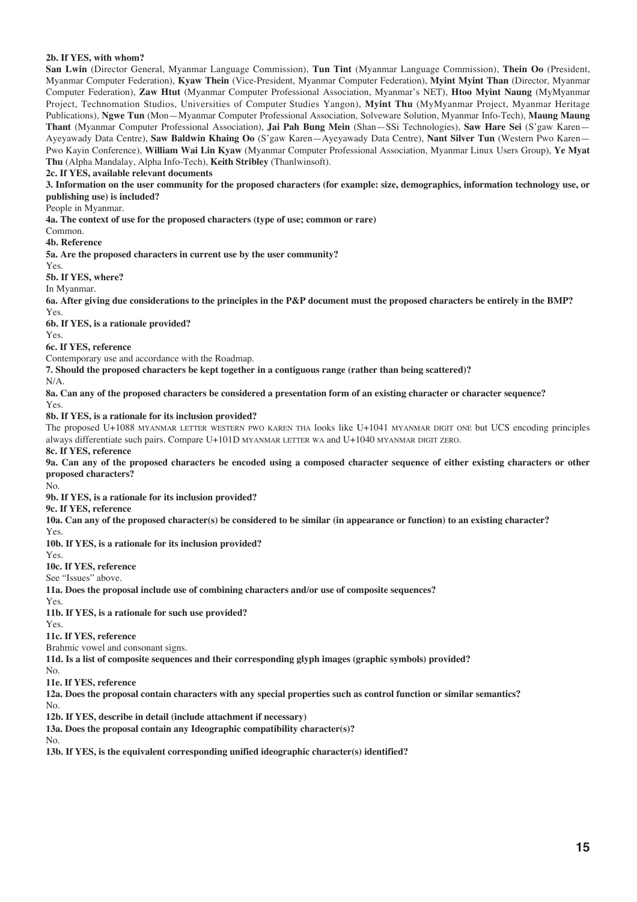**2b. If YES, with whom?**

**San Lwin** (Director General, Myanmar Language Commission), **Tun Tint** (Myanmar Language Commission), **Thein Oo** (President, Myanmar Computer Federation), **Kyaw Thein** (Vice-President, Myanmar Computer Federation), **Myint Myint Than** (Director, Myanmar Computer Federation), **Zaw Htut** (Myanmar Computer Professional Association, Myanmar's NET), **Htoo Myint Naung** (MyMyanmar Project, Technomation Studios, Universities of Computer Studies Yangon), **Myint Thu** (MyMyanmar Project, Myanmar Heritage Publications), **Ngwe Tun** (Mon—Myanmar Computer Professional Association, Solveware Solution, Myanmar Info-Tech), **Maung Maung Thant** (Myanmar Computer Professional Association), **Jai Pah Bung Mein** (Shan—SSi Technologies), **Saw Hare Sei** (S'gaw Karen—Ayeyawady Data Centre), **Saw Baldwin Khaing Oo** (S'gaw Karen—Ayeyawady Data Centre), **Nant Silver Tun** (Western Pwo Karen—Pwo Kayin Conference), **William Wai Lin Kyaw** (Myanmar Computer Professional Association, Myanmar Linux Users Group), **Ye Myat Thu** (Alpha Mandalay, Alpha Info-Tech), **Keith Stribley** (Thanlwinsoft).

**2c. If YES, available relevant documents**

**3. Information on the user community for the proposed characters (for example: size, demographics, information technology use, or publishing use) is included?**

People in Myanmar.

**4a. The context of use for the proposed characters (type of use; common or rare)**

Common.

**4b. Reference**

**5a. Are the proposed characters in current use by the user community?**

Yes.

**5b. If YES, where?**

In Myanmar.

**6a. After giving due considerations to the principles in the P&P document must the proposed characters be entirely in the BMP?**

Yes.

**6b. If YES, is a rationale provided?**

Yes.

**6c. If YES, reference**

Contemporary use and accordance with the Roadmap.

**7. Should the proposed characters be kept together in a contiguous range (rather than being scattered)?**

N/A.

**8a. Can any of the proposed characters be considered a presentation form of an existing character or character sequence?**

Yes.

**8b. If YES, is a rationale for its inclusion provided?**

The proposed U+1088 MYANMAR LETTER WESTERN PWO KAREN THA looks like U+1041 MYANMAR DIGIT ONE but UCS encoding principles always differentiate such pairs. Compare U+101D MYANMAR LETTER WA and U+1040 MYANMAR DIGIT ZERO.

**8c. If YES, reference**

**9a. Can any of the proposed characters be encoded using a composed character sequence of either existing characters or other proposed characters?**

No.

**9b. If YES, is a rationale for its inclusion provided?**

**9c. If YES, reference**

**10a. Can any of the proposed character(s) be considered to be similar (in appearance or function) to an existing character?**

Yes.

**10b. If YES, is a rationale for its inclusion provided?**

Yes.

**10c. If YES, reference**

See "Issues" above.

**11a. Does the proposal include use of combining characters and/or use of composite sequences?**

Yes.

**11b. If YES, is a rationale for such use provided?**

Yes.

**11c. If YES, reference**

Brahmic vowel and consonant signs.

**11d. Is a list of composite sequences and their corresponding glyph images (graphic symbols) provided?**

No.

**11e. If YES, reference**

**12a. Does the proposal contain characters with any special properties such as control function or similar semantics?**

No.

**12b. If YES, describe in detail (include attachment if necessary)**

**13a. Does the proposal contain any Ideographic compatibility character(s)?**

No.

**13b. If YES, is the equivalent corresponding unified ideographic character(s) identified?**